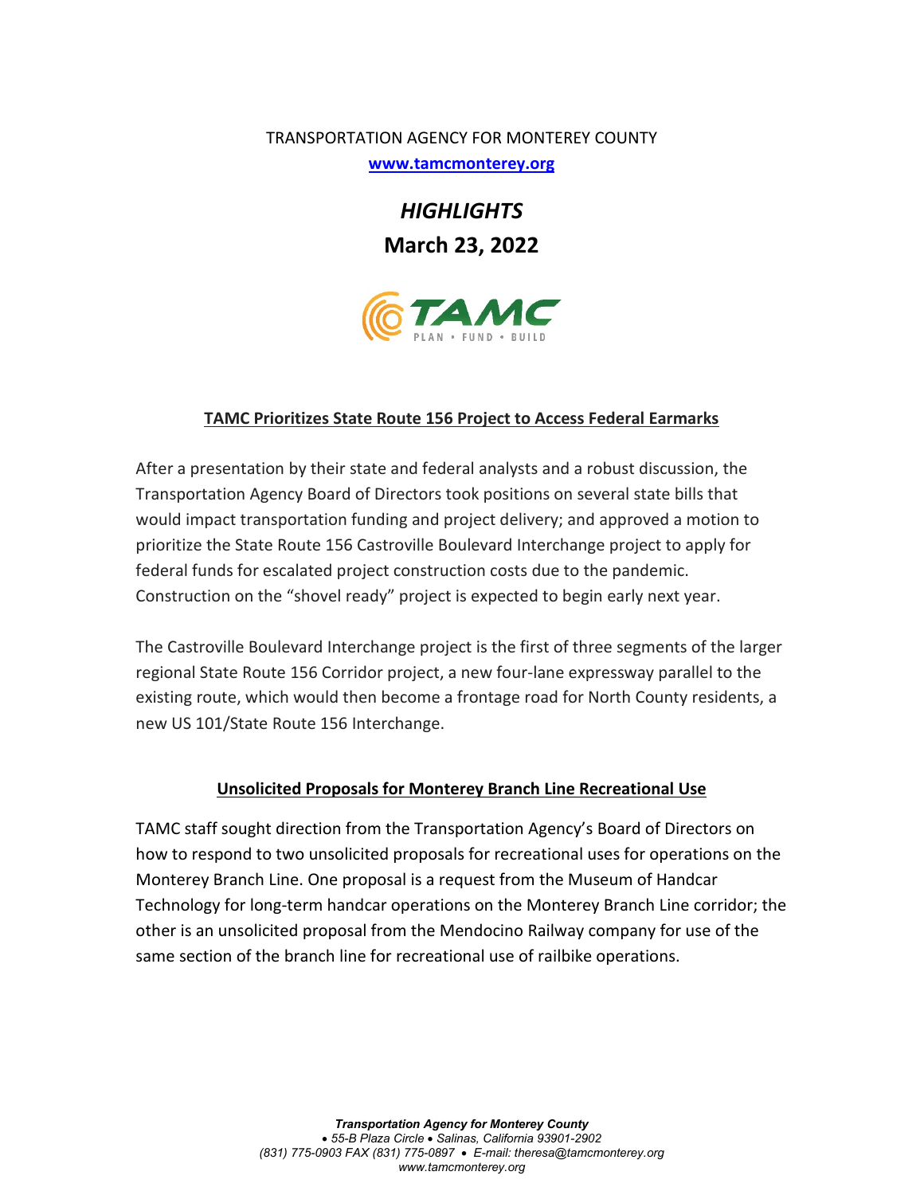TRANSPORTATION AGENCY FOR MONTEREY COUNTY

www.tamcmonterey.org

# *HIGHLIGHTS*

## March 23, 2022

### TAMC Prioritizes State Route 156 Project to Access Federal Earmarks

After a presentation by their state and federal analysts and a robust discussion, the Transportation Agency Board of Directors took positions on several state bills that would impact transportation funding and project delivery; and approved a motion to prioritize the State Route 156 Castroville Boulevard Interchange project to apply for federal funds for escalated project construction costs due to the pandemic. Construction on the "shovel ready" project is expected to begin early next year.

The Castroville Boulevard Interchange project is the first of three segments of the larger regional State Route 156 Corridor project, a new four-lane expressway parallel to the existing route, which would then become a frontage road for North County residents, a new US 101/State Route 156 Interchange.

### Unsolicited Proposals for Monterey Branch Line Recreational Use

TAMC staff sought direction from the Transportation Agency's Board of Directors on how to respond to two unsolicited proposals for recreational uses for operations on the Monterey Branch Line. One proposal is a request from the Museum of Handcar Technology for long-term handcar operations on the Monterey Branch Line corridor; the other is an unsolicited proposal from the Mendocino Railway company for use of the same section of the branch line for recreational use of railbike operations.

*Transportation Agency for Monterey County*
*• 55-B Plaza Circle • Salinas, California 93901-2902*
*(831) 775-0903 FAX (831) 775-0897 • E-mail: theresa@tamcmonterey.org*
*www.tamcmonterey.org*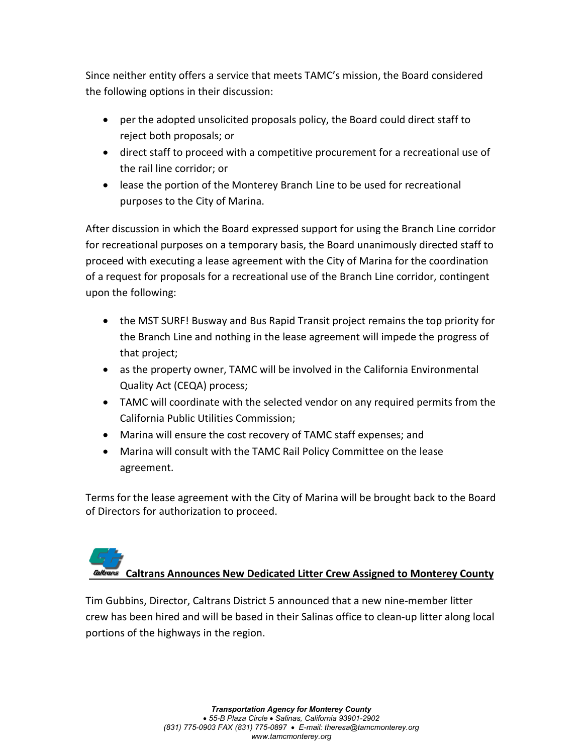Since neither entity offers a service that meets TAMC's mission, the Board considered the following options in their discussion:

- per the adopted unsolicited proposals policy, the Board could direct staff to reject both proposals; or
- direct staff to proceed with a competitive procurement for a recreational use of the rail line corridor; or
- lease the portion of the Monterey Branch Line to be used for recreational purposes to the City of Marina.

After discussion in which the Board expressed support for using the Branch Line corridor for recreational purposes on a temporary basis, the Board unanimously directed staff to proceed with executing a lease agreement with the City of Marina for the coordination of a request for proposals for a recreational use of the Branch Line corridor, contingent upon the following:

- the MST SURF! Busway and Bus Rapid Transit project remains the top priority for the Branch Line and nothing in the lease agreement will impede the progress of that project;
- as the property owner, TAMC will be involved in the California Environmental Quality Act (CEQA) process;
- TAMC will coordinate with the selected vendor on any required permits from the California Public Utilities Commission;
- Marina will ensure the cost recovery of TAMC staff expenses; and
- Marina will consult with the TAMC Rail Policy Committee on the lease agreement.

Terms for the lease agreement with the City of Marina will be brought back to the Board of Directors for authorization to proceed.

## Caltrans Announces New Dedicated Litter Crew Assigned to Monterey County

Tim Gubbins, Director, Caltrans District 5 announced that a new nine-member litter crew has been hired and will be based in their Salinas office to clean-up litter along local portions of the highways in the region.